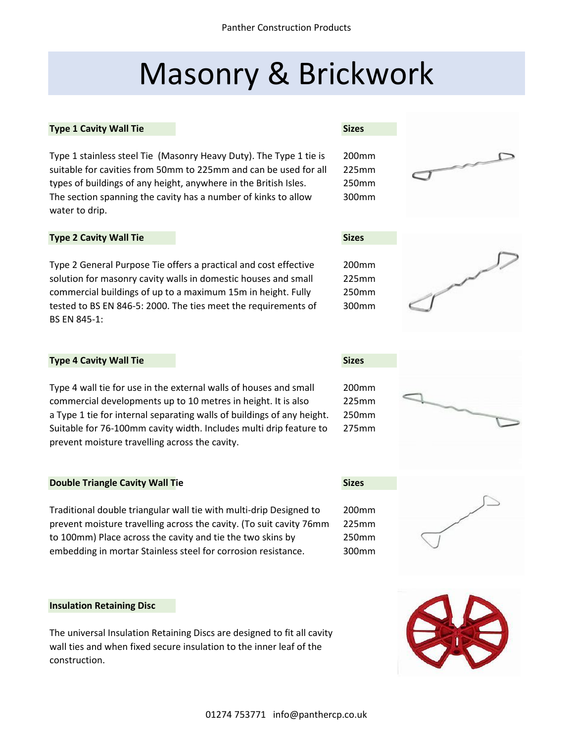# Masonry & Brickwork

**Type 1 Cavity Wall Tie**

Type 1 stainless steel Tie (Masonry Heavy Duty). The Type 1 tie is suitable for cavities from 50mm to 225mm and can be used for all types of buildings of any height, anywhere in the British Isles. The section spanning the cavity has a number of kinks to allow water to drip.

**Sizes**

200mm
225mm
250mm
300mm

**Type 2 Cavity Wall Tie**

Type 2 General Purpose Tie offers a practical and cost effective solution for masonry cavity walls in domestic houses and small commercial buildings of up to a maximum 15m in height. Fully tested to BS EN 846-5: 2000. The ties meet the requirements of BS EN 845-1:

**Sizes**

200mm
225mm
250mm
300mm

**Type 4 Cavity Wall Tie**

Type 4 wall tie for use in the external walls of houses and small commercial developments up to 10 metres in height. It is also a Type 1 tie for internal separating walls of buildings of any height. Suitable for 76-100mm cavity width. Includes multi drip feature to prevent moisture travelling across the cavity.

**Sizes**

200mm
225mm
250mm
275mm

**Double Triangle Cavity Wall Tie**

Traditional double triangular wall tie with multi-drip Designed to prevent moisture travelling across the cavity. (To suit cavity 76mm to 100mm) Place across the cavity and tie the two skins by embedding in mortar Stainless steel for corrosion resistance.

**Sizes**

200mm
225mm
250mm
300mm

**Insulation Retaining Disc**

The universal Insulation Retaining Discs are designed to fit all cavity wall ties and when fixed secure insulation to the inner leaf of the construction.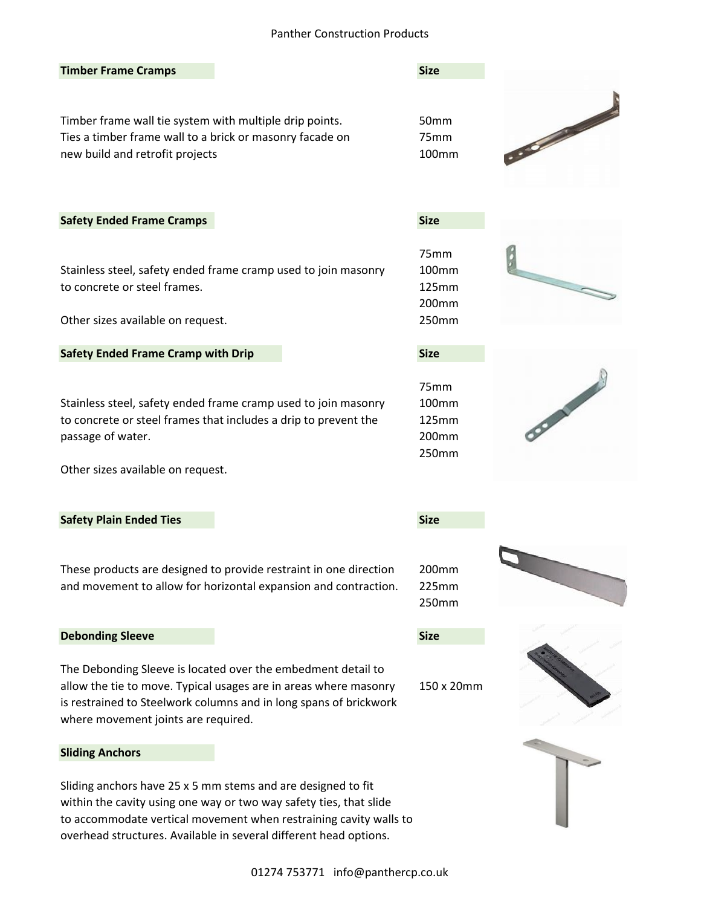## Timber Frame Cramps

**Size**

Timber frame wall tie system with multiple drip points. Ties a timber frame wall to a brick or masonry facade on new build and retrofit projects

50mm
75mm
100mm

## Safety Ended Frame Cramps

**Size**

Stainless steel, safety ended frame cramp used to join masonry to concrete or steel frames.

Other sizes available on request.

75mm
100mm
125mm
200mm
250mm

## Safety Ended Frame Cramp with Drip

**Size**

Stainless steel, safety ended frame cramp used to join masonry to concrete or steel frames that includes a drip to prevent the passage of water.

Other sizes available on request.

75mm
100mm
125mm
200mm
250mm

## Safety Plain Ended Ties

**Size**

These products are designed to provide restraint in one direction and movement to allow for horizontal expansion and contraction.

200mm
225mm
250mm

## Debonding Sleeve

**Size**

The Debonding Sleeve is located over the embedment detail to allow the tie to move. Typical usages are in areas where masonry is restrained to Steelwork columns and in long spans of brickwork where movement joints are required.

150 x 20mm

## Sliding Anchors

Sliding anchors have 25 x 5 mm stems and are designed to fit within the cavity using one way or two way safety ties, that slide to accommodate vertical movement when restraining cavity walls to overhead structures. Available in several different head options.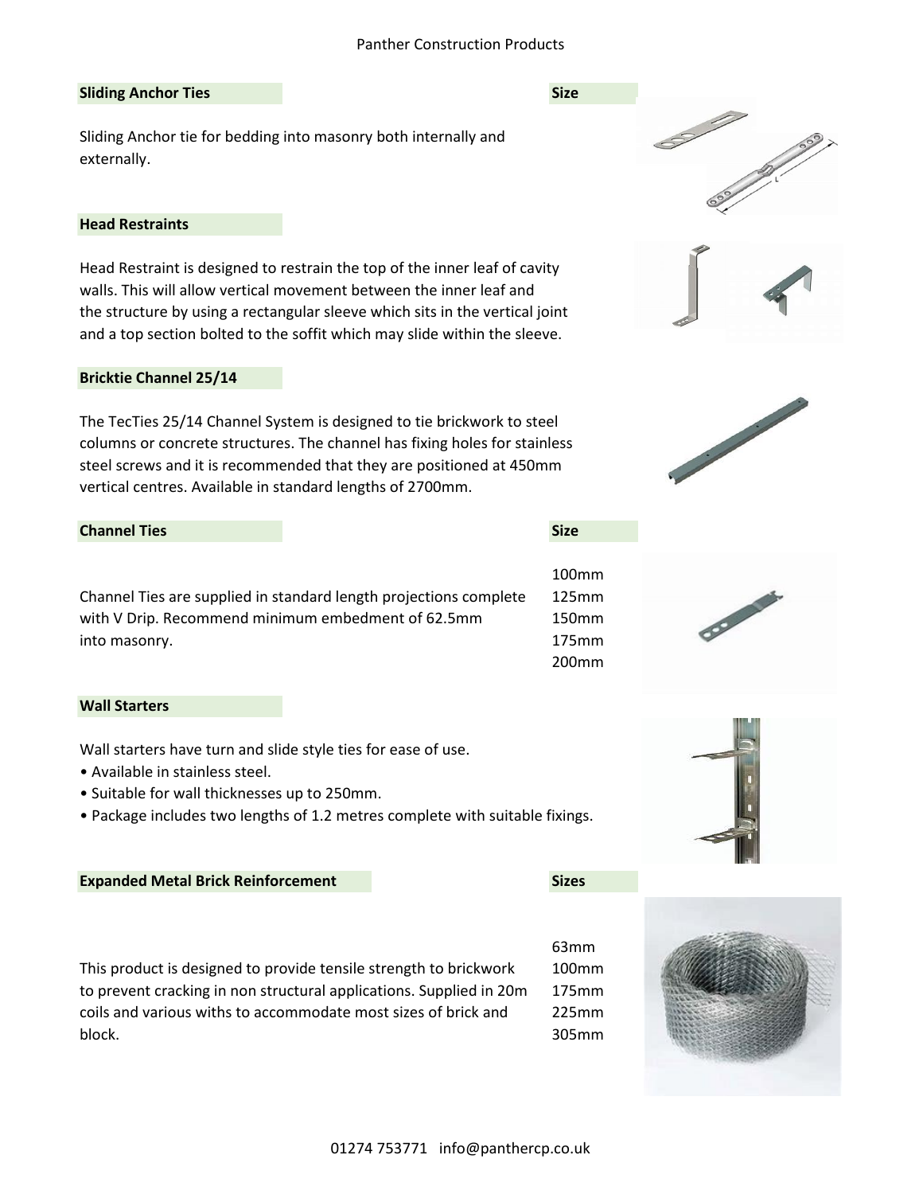## Sliding Anchor Ties

**Size**

Sliding Anchor tie for bedding into masonry both internally and externally.

## Head Restraints

Head Restraint is designed to restrain the top of the inner leaf of cavity walls. This will allow vertical movement between the inner leaf and the structure by using a rectangular sleeve which sits in the vertical joint and a top section bolted to the soffit which may slide within the sleeve.

## Bricktie Channel 25/14

The TecTies 25/14 Channel System is designed to tie brickwork to steel columns or concrete structures. The channel has fixing holes for stainless steel screws and it is recommended that they are positioned at 450mm vertical centres. Available in standard lengths of 2700mm.

## Channel Ties

| Description | Size |
|---|---|
| Channel Ties are supplied in standard length projections complete with V Drip. Recommend minimum embedment of 62.5mm into masonry. | 100mm<br>125mm<br>150mm<br>175mm<br>200mm |

## Wall Starters

Wall starters have turn and slide style ties for ease of use.

- Available in stainless steel.
- Suitable for wall thicknesses up to 250mm.
- Package includes two lengths of 1.2 metres complete with suitable fixings.

## Expanded Metal Brick Reinforcement

| Description | Sizes |
|---|---|
| This product is designed to provide tensile strength to brickwork to prevent cracking in non structural applications. Supplied in 20m coils and various withs to accommodate most sizes of brick and block. | 63mm<br>100mm<br>175mm<br>225mm<br>305mm |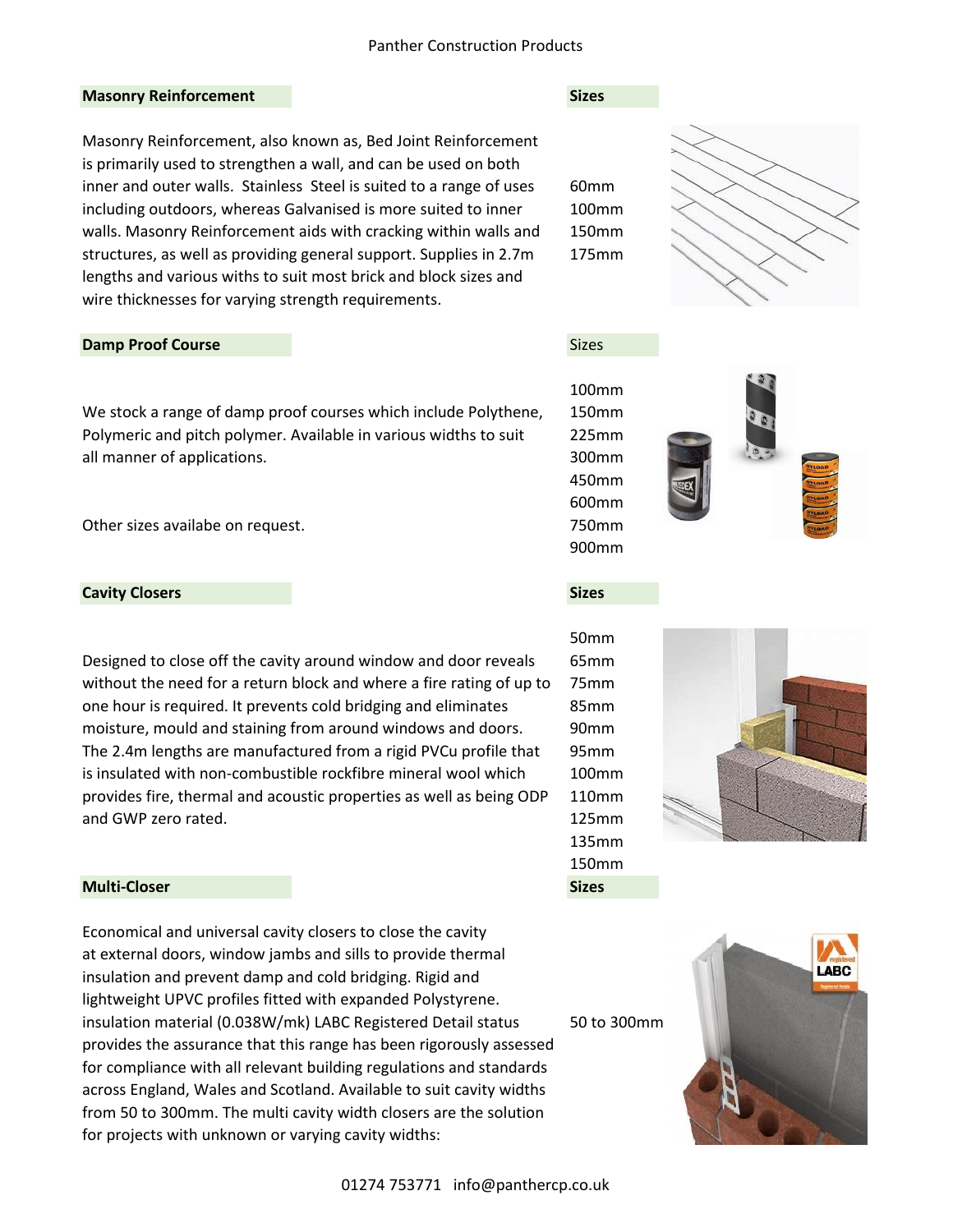## Masonry Reinforcement

**Sizes**

Masonry Reinforcement, also known as, Bed Joint Reinforcement is primarily used to strengthen a wall, and can be used on both inner and outer walls. Stainless Steel is suited to a range of uses including outdoors, whereas Galvanised is more suited to inner walls. Masonry Reinforcement aids with cracking within walls and structures, as well as providing general support. Supplies in 2.7m lengths and various withs to suit most brick and block sizes and wire thicknesses for varying strength requirements.

- 60mm
- 100mm
- 150mm
- 175mm

## Damp Proof Course

Sizes

We stock a range of damp proof courses which include Polythene, Polymeric and pitch polymer. Available in various widths to suit all manner of applications.

Other sizes availabe on request.

- 100mm
- 150mm
- 225mm
- 300mm
- 450mm
- 600mm
- 750mm
- 900mm

## Cavity Closers

**Sizes**

Designed to close off the cavity around window and door reveals without the need for a return block and where a fire rating of up to one hour is required. It prevents cold bridging and eliminates moisture, mould and staining from around windows and doors. The 2.4m lengths are manufactured from a rigid PVCu profile that is insulated with non-combustible rockfibre mineral wool which provides fire, thermal and acoustic properties as well as being ODP and GWP zero rated.

- 50mm
- 65mm
- 75mm
- 85mm
- 90mm
- 95mm
- 100mm
- 110mm
- 125mm
- 135mm
- 150mm

## Multi-Closer

**Sizes**

Economical and universal cavity closers to close the cavity at external doors, window jambs and sills to provide thermal insulation and prevent damp and cold bridging. Rigid and lightweight UPVC profiles fitted with expanded Polystyrene. insulation material (0.038W/mk) LABC Registered Detail status provides the assurance that this range has been rigorously assessed for compliance with all relevant building regulations and standards across England, Wales and Scotland. Available to suit cavity widths from 50 to 300mm. The multi cavity width closers are the solution for projects with unknown or varying cavity widths:

50 to 300mm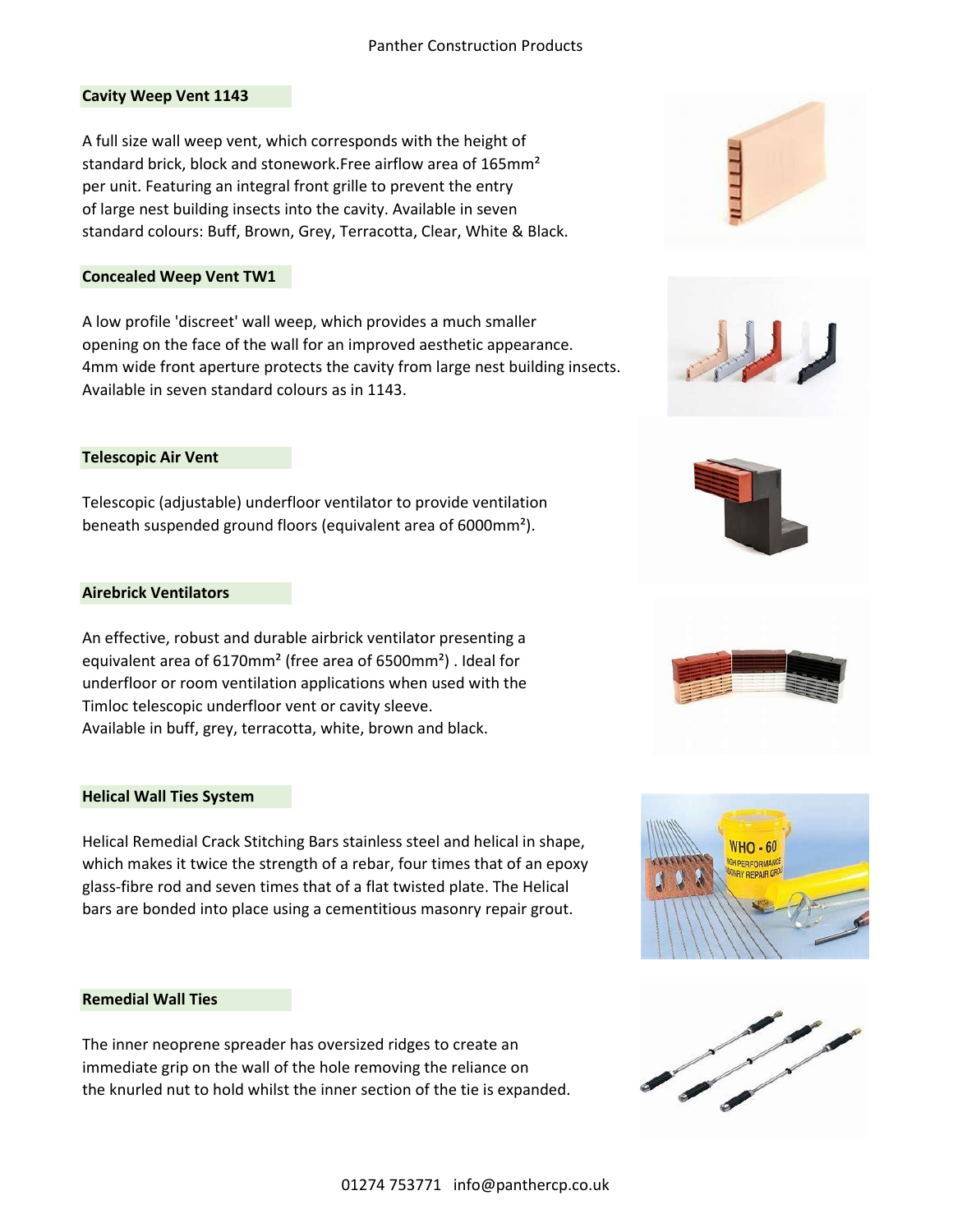## Cavity Weep Vent 1143

A full size wall weep vent, which corresponds with the height of standard brick, block and stonework.Free airflow area of 165mm² per unit. Featuring an integral front grille to prevent the entry of large nest building insects into the cavity. Available in seven standard colours: Buff, Brown, Grey, Terracotta, Clear, White & Black.

## Concealed Weep Vent TW1

A low profile 'discreet' wall weep, which provides a much smaller opening on the face of the wall for an improved aesthetic appearance. 4mm wide front aperture protects the cavity from large nest building insects. Available in seven standard colours as in 1143.

## Telescopic Air Vent

Telescopic (adjustable) underfloor ventilator to provide ventilation beneath suspended ground floors (equivalent area of 6000mm²).

## Airebrick Ventilators

An effective, robust and durable airbrick ventilator presenting a equivalent area of 6170mm² (free area of 6500mm²) . Ideal for underfloor or room ventilation applications when used with the Timloc telescopic underfloor vent or cavity sleeve.
Available in buff, grey, terracotta, white, brown and black.

## Helical Wall Ties System

Helical Remedial Crack Stitching Bars stainless steel and helical in shape, which makes it twice the strength of a rebar, four times that of an epoxy glass-fibre rod and seven times that of a flat twisted plate. The Helical bars are bonded into place using a cementitious masonry repair grout.

## Remedial Wall Ties

The inner neoprene spreader has oversized ridges to create an immediate grip on the wall of the hole removing the reliance on the knurled nut to hold whilst the inner section of the tie is expanded.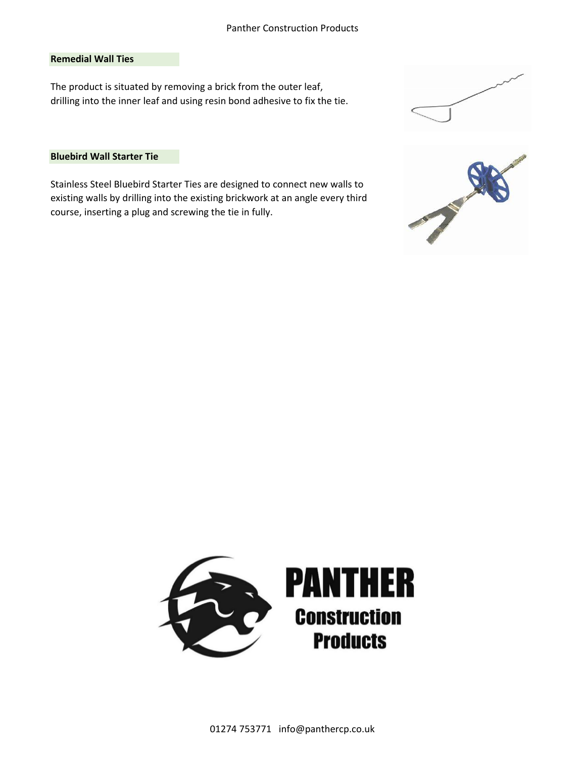## Remedial Wall Ties

The product is situated by removing a brick from the outer leaf, drilling into the inner leaf and using resin bond adhesive to fix the tie.

## Bluebird Wall Starter Tie

Stainless Steel Bluebird Starter Ties are designed to connect new walls to existing walls by drilling into the existing brickwork at an angle every third course, inserting a plug and screwing the tie in fully.

PANTHER
Construction
Products

01274 753771 info@panthercp.co.uk